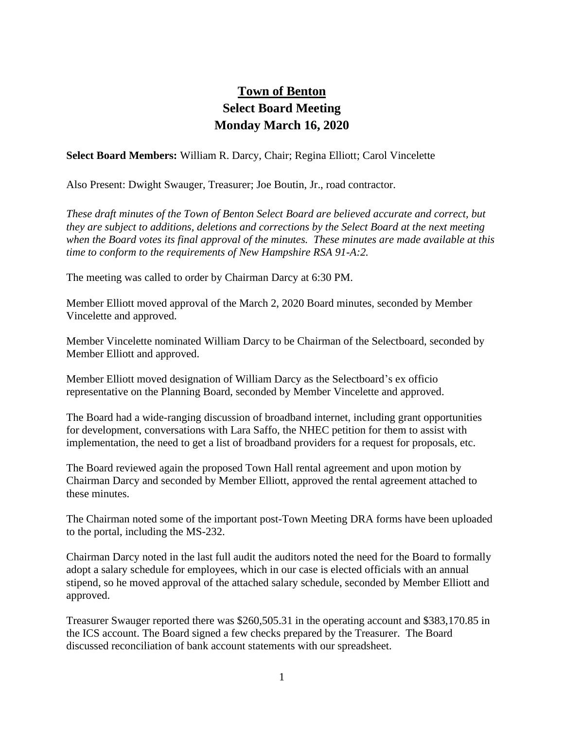# Town of Benton
## Select Board Meeting
## Monday March 16, 2020

**Select Board Members:** William R. Darcy, Chair; Regina Elliott; Carol Vincelette

Also Present: Dwight Swauger, Treasurer; Joe Boutin, Jr., road contractor.

*These draft minutes of the Town of Benton Select Board are believed accurate and correct, but they are subject to additions, deletions and corrections by the Select Board at the next meeting when the Board votes its final approval of the minutes. These minutes are made available at this time to conform to the requirements of New Hampshire RSA 91-A:2.*

The meeting was called to order by Chairman Darcy at 6:30 PM.

Member Elliott moved approval of the March 2, 2020 Board minutes, seconded by Member Vincelette and approved.

Member Vincelette nominated William Darcy to be Chairman of the Selectboard, seconded by Member Elliott and approved.

Member Elliott moved designation of William Darcy as the Selectboard's ex officio representative on the Planning Board, seconded by Member Vincelette and approved.

The Board had a wide-ranging discussion of broadband internet, including grant opportunities for development, conversations with Lara Saffo, the NHEC petition for them to assist with implementation, the need to get a list of broadband providers for a request for proposals, etc.

The Board reviewed again the proposed Town Hall rental agreement and upon motion by Chairman Darcy and seconded by Member Elliott, approved the rental agreement attached to these minutes.

The Chairman noted some of the important post-Town Meeting DRA forms have been uploaded to the portal, including the MS-232.

Chairman Darcy noted in the last full audit the auditors noted the need for the Board to formally adopt a salary schedule for employees, which in our case is elected officials with an annual stipend, so he moved approval of the attached salary schedule, seconded by Member Elliott and approved.

Treasurer Swauger reported there was $260,505.31 in the operating account and $383,170.85 in the ICS account. The Board signed a few checks prepared by the Treasurer. The Board discussed reconciliation of bank account statements with our spreadsheet.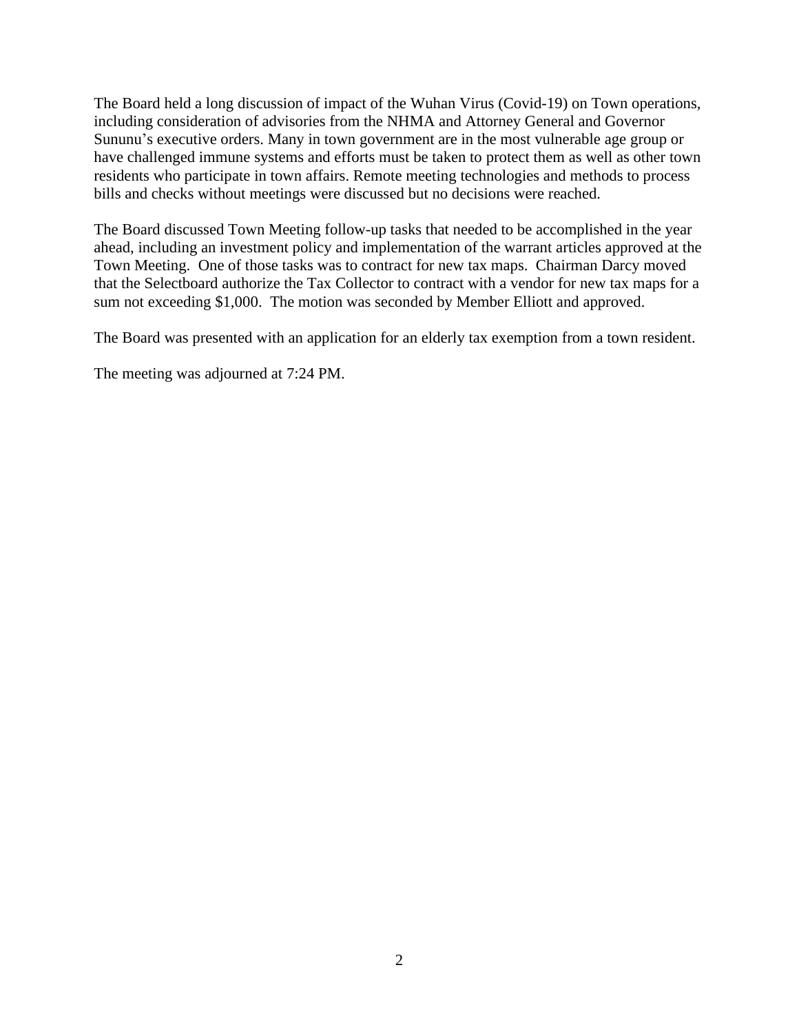The Board held a long discussion of impact of the Wuhan Virus (Covid-19) on Town operations, including consideration of advisories from the NHMA and Attorney General and Governor Sununu's executive orders. Many in town government are in the most vulnerable age group or have challenged immune systems and efforts must be taken to protect them as well as other town residents who participate in town affairs. Remote meeting technologies and methods to process bills and checks without meetings were discussed but no decisions were reached.

The Board discussed Town Meeting follow-up tasks that needed to be accomplished in the year ahead, including an investment policy and implementation of the warrant articles approved at the Town Meeting. One of those tasks was to contract for new tax maps. Chairman Darcy moved that the Selectboard authorize the Tax Collector to contract with a vendor for new tax maps for a sum not exceeding $1,000. The motion was seconded by Member Elliott and approved.

The Board was presented with an application for an elderly tax exemption from a town resident.

The meeting was adjourned at 7:24 PM.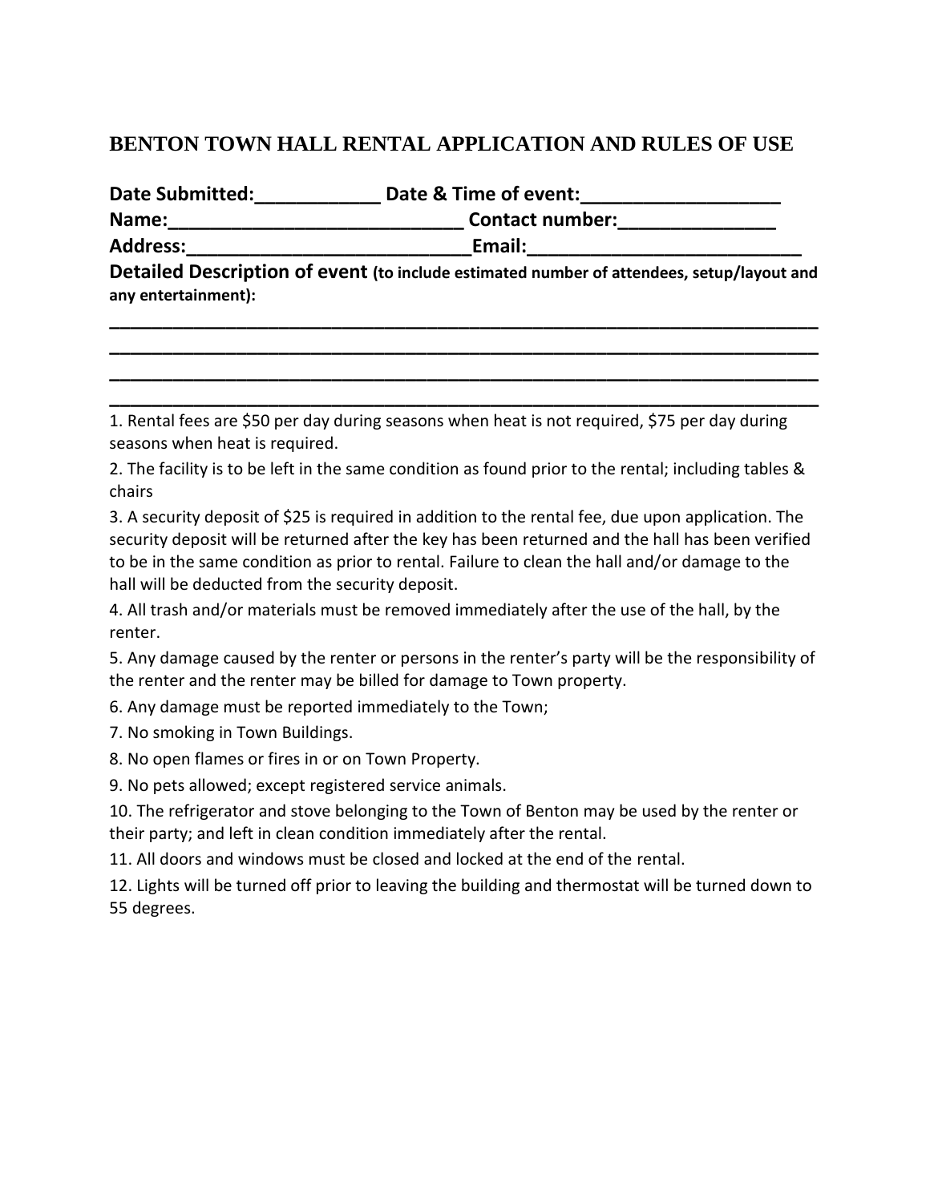# BENTON TOWN HALL RENTAL APPLICATION AND RULES OF USE

**Date Submitted:____________ Date & Time of event:___________________**
**Name:____________________________ Contact number:_______________**
**Address:___________________________Email:__________________________**
**Detailed Description of event (to include estimated number of attendees, setup/layout and any entertainment):**

______________________________________________________________________
______________________________________________________________________
______________________________________________________________________
______________________________________________________________________

1. Rental fees are $50 per day during seasons when heat is not required, $75 per day during seasons when heat is required.

2. The facility is to be left in the same condition as found prior to the rental; including tables & chairs

3. A security deposit of $25 is required in addition to the rental fee, due upon application. The security deposit will be returned after the key has been returned and the hall has been verified to be in the same condition as prior to rental. Failure to clean the hall and/or damage to the hall will be deducted from the security deposit.

4. All trash and/or materials must be removed immediately after the use of the hall, by the renter.

5. Any damage caused by the renter or persons in the renter's party will be the responsibility of the renter and the renter may be billed for damage to Town property.

6. Any damage must be reported immediately to the Town;

7. No smoking in Town Buildings.

8. No open flames or fires in or on Town Property.

9. No pets allowed; except registered service animals.

10. The refrigerator and stove belonging to the Town of Benton may be used by the renter or their party; and left in clean condition immediately after the rental.

11. All doors and windows must be closed and locked at the end of the rental.

12. Lights will be turned off prior to leaving the building and thermostat will be turned down to 55 degrees.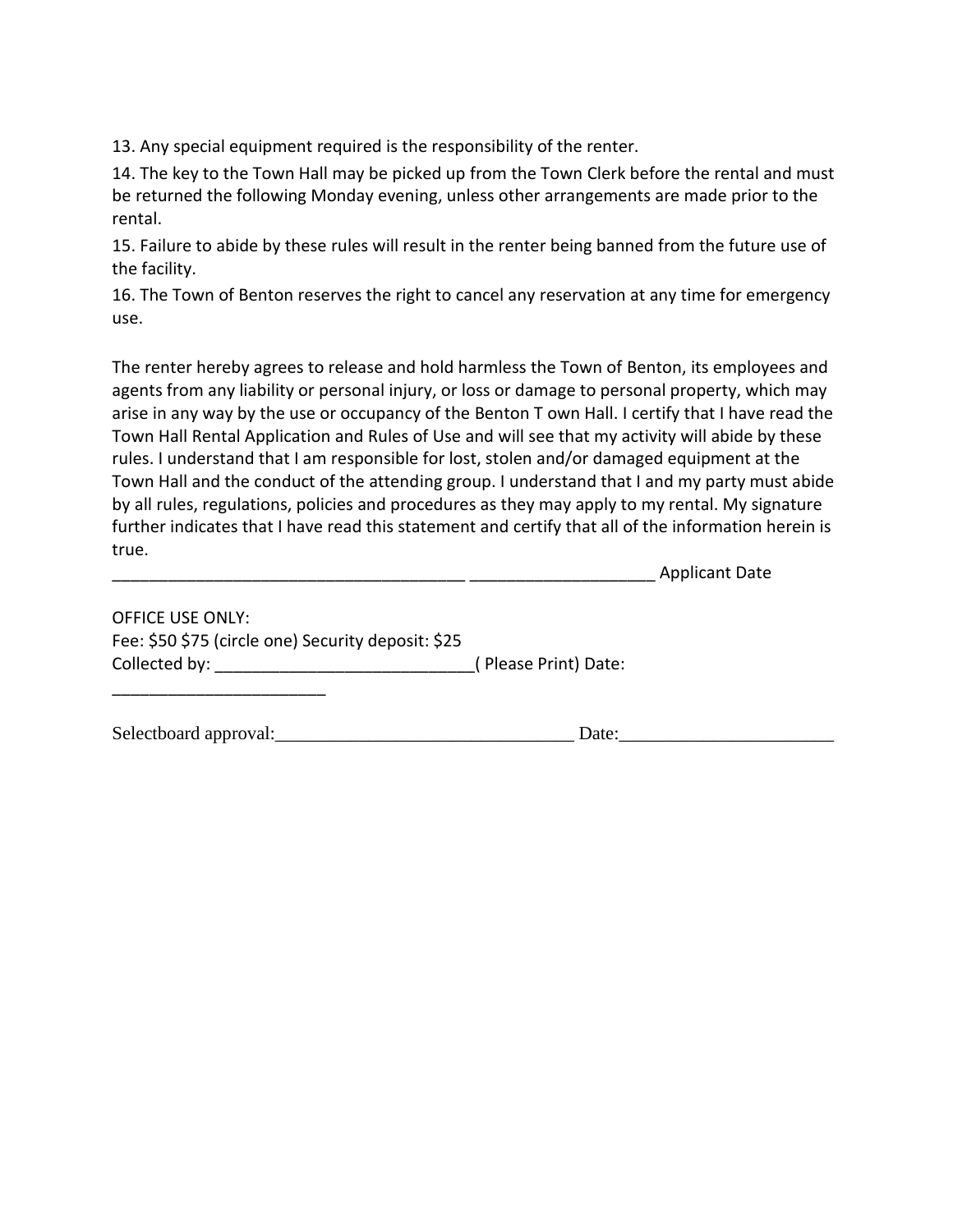13. Any special equipment required is the responsibility of the renter.

14. The key to the Town Hall may be picked up from the Town Clerk before the rental and must be returned the following Monday evening, unless other arrangements are made prior to the rental.

15. Failure to abide by these rules will result in the renter being banned from the future use of the facility.

16. The Town of Benton reserves the right to cancel any reservation at any time for emergency use.

The renter hereby agrees to release and hold harmless the Town of Benton, its employees and agents from any liability or personal injury, or loss or damage to personal property, which may arise in any way by the use or occupancy of the Benton T own Hall. I certify that I have read the Town Hall Rental Application and Rules of Use and will see that my activity will abide by these rules. I understand that I am responsible for lost, stolen and/or damaged equipment at the Town Hall and the conduct of the attending group. I understand that I and my party must abide by all rules, regulations, policies and procedures as they may apply to my rental. My signature further indicates that I have read this statement and certify that all of the information herein is true.

_____________________________________ ____________________ Applicant Date

OFFICE USE ONLY:

Fee: $50 $75 (circle one) Security deposit: $25

Collected by: ___________________________( Please Print) Date: _______________________

Selectboard approval:________________________________ Date:______________________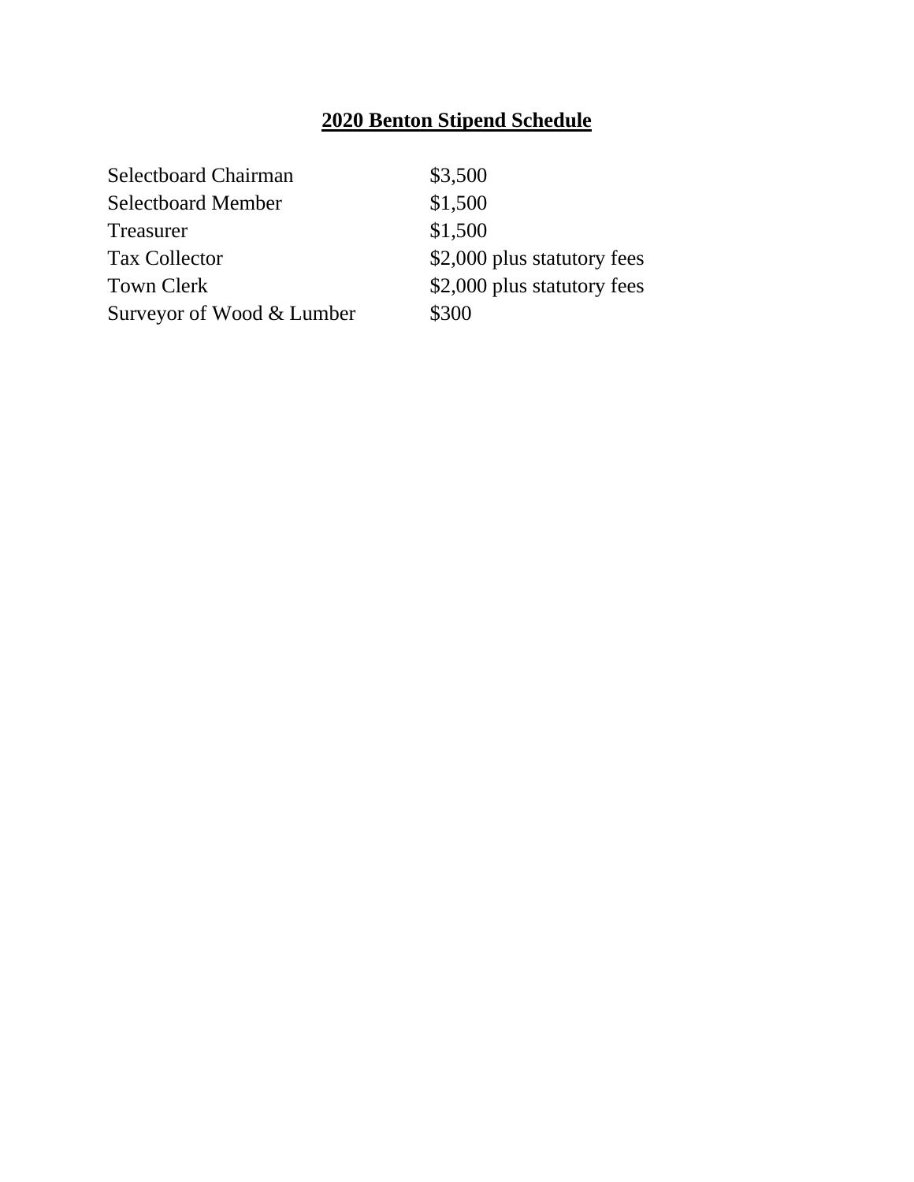# 2020 Benton Stipend Schedule

| | |
|---|---|
| Selectboard Chairman | \$3,500 |
| Selectboard Member | \$1,500 |
| Treasurer | \$1,500 |
| Tax Collector | \$2,000 plus statutory fees |
| Town Clerk | \$2,000 plus statutory fees |
| Surveyor of Wood & Lumber | \$300 |